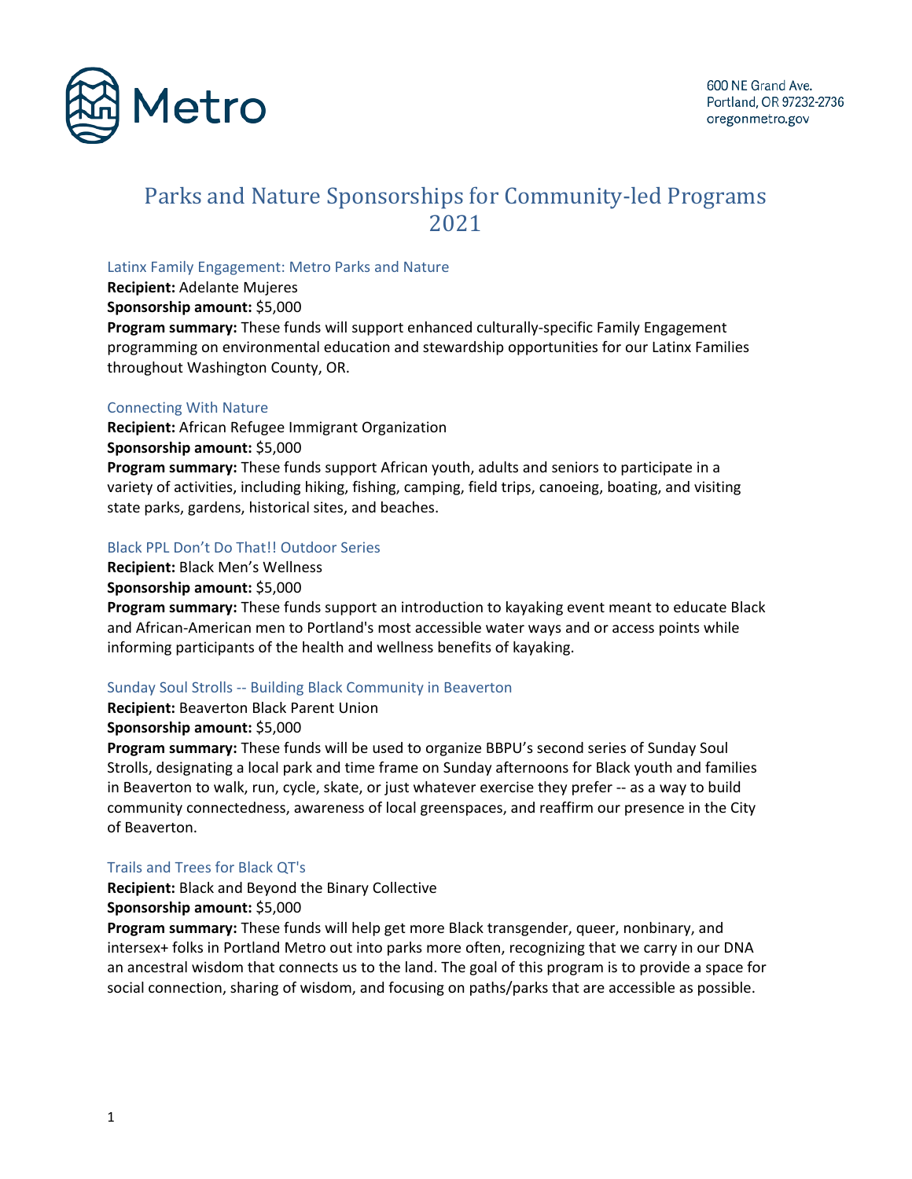Metro

600 NE Grand Ave.
Portland, OR 97232-2736
oregonmetro.gov

# Parks and Nature Sponsorships for Community-led Programs 2021

### Latinx Family Engagement: Metro Parks and Nature

**Recipient:** Adelante Mujeres
**Sponsorship amount:** $5,000
**Program summary:** These funds will support enhanced culturally-specific Family Engagement programming on environmental education and stewardship opportunities for our Latinx Families throughout Washington County, OR.

### Connecting With Nature

**Recipient:** African Refugee Immigrant Organization
**Sponsorship amount:** $5,000
**Program summary:** These funds support African youth, adults and seniors to participate in a variety of activities, including hiking, fishing, camping, field trips, canoeing, boating, and visiting state parks, gardens, historical sites, and beaches.

### Black PPL Don't Do That!! Outdoor Series

**Recipient:** Black Men's Wellness
**Sponsorship amount:** $5,000
**Program summary:** These funds support an introduction to kayaking event meant to educate Black and African-American men to Portland's most accessible water ways and or access points while informing participants of the health and wellness benefits of kayaking.

### Sunday Soul Strolls -- Building Black Community in Beaverton

**Recipient:** Beaverton Black Parent Union
**Sponsorship amount:** $5,000
**Program summary:** These funds will be used to organize BBPU's second series of Sunday Soul Strolls, designating a local park and time frame on Sunday afternoons for Black youth and families in Beaverton to walk, run, cycle, skate, or just whatever exercise they prefer -- as a way to build community connectedness, awareness of local greenspaces, and reaffirm our presence in the City of Beaverton.

### Trails and Trees for Black QT's

**Recipient:** Black and Beyond the Binary Collective
**Sponsorship amount:** $5,000
**Program summary:** These funds will help get more Black transgender, queer, nonbinary, and intersex+ folks in Portland Metro out into parks more often, recognizing that we carry in our DNA an ancestral wisdom that connects us to the land. The goal of this program is to provide a space for social connection, sharing of wisdom, and focusing on paths/parks that are accessible as possible.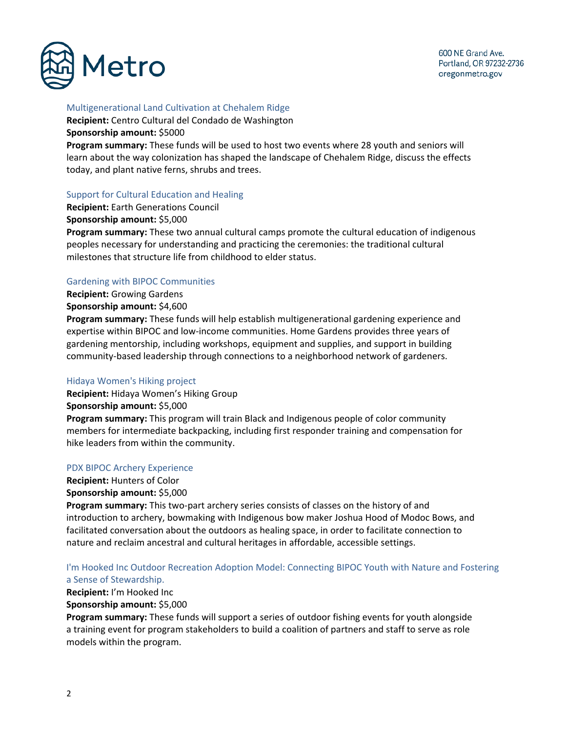### Multigenerational Land Cultivation at Chehalem Ridge

**Recipient:** Centro Cultural del Condado de Washington
**Sponsorship amount:** $5000
**Program summary:** These funds will be used to host two events where 28 youth and seniors will learn about the way colonization has shaped the landscape of Chehalem Ridge, discuss the effects today, and plant native ferns, shrubs and trees.

### Support for Cultural Education and Healing

**Recipient:** Earth Generations Council
**Sponsorship amount:** $5,000
**Program summary:** These two annual cultural camps promote the cultural education of indigenous peoples necessary for understanding and practicing the ceremonies: the traditional cultural milestones that structure life from childhood to elder status.

### Gardening with BIPOC Communities

**Recipient:** Growing Gardens
**Sponsorship amount:** $4,600
**Program summary:** These funds will help establish multigenerational gardening experience and expertise within BIPOC and low-income communities. Home Gardens provides three years of gardening mentorship, including workshops, equipment and supplies, and support in building community-based leadership through connections to a neighborhood network of gardeners.

### Hidaya Women's Hiking project

**Recipient:** Hidaya Women's Hiking Group
**Sponsorship amount:** $5,000
**Program summary:** This program will train Black and Indigenous people of color community members for intermediate backpacking, including first responder training and compensation for hike leaders from within the community.

### PDX BIPOC Archery Experience

**Recipient:** Hunters of Color
**Sponsorship amount:** $5,000
**Program summary:** This two-part archery series consists of classes on the history of and introduction to archery, bowmaking with Indigenous bow maker Joshua Hood of Modoc Bows, and facilitated conversation about the outdoors as healing space, in order to facilitate connection to nature and reclaim ancestral and cultural heritages in affordable, accessible settings.

### I'm Hooked Inc Outdoor Recreation Adoption Model: Connecting BIPOC Youth with Nature and Fostering a Sense of Stewardship.

**Recipient:** I'm Hooked Inc
**Sponsorship amount:** $5,000
**Program summary:** These funds will support a series of outdoor fishing events for youth alongside a training event for program stakeholders to build a coalition of partners and staff to serve as role models within the program.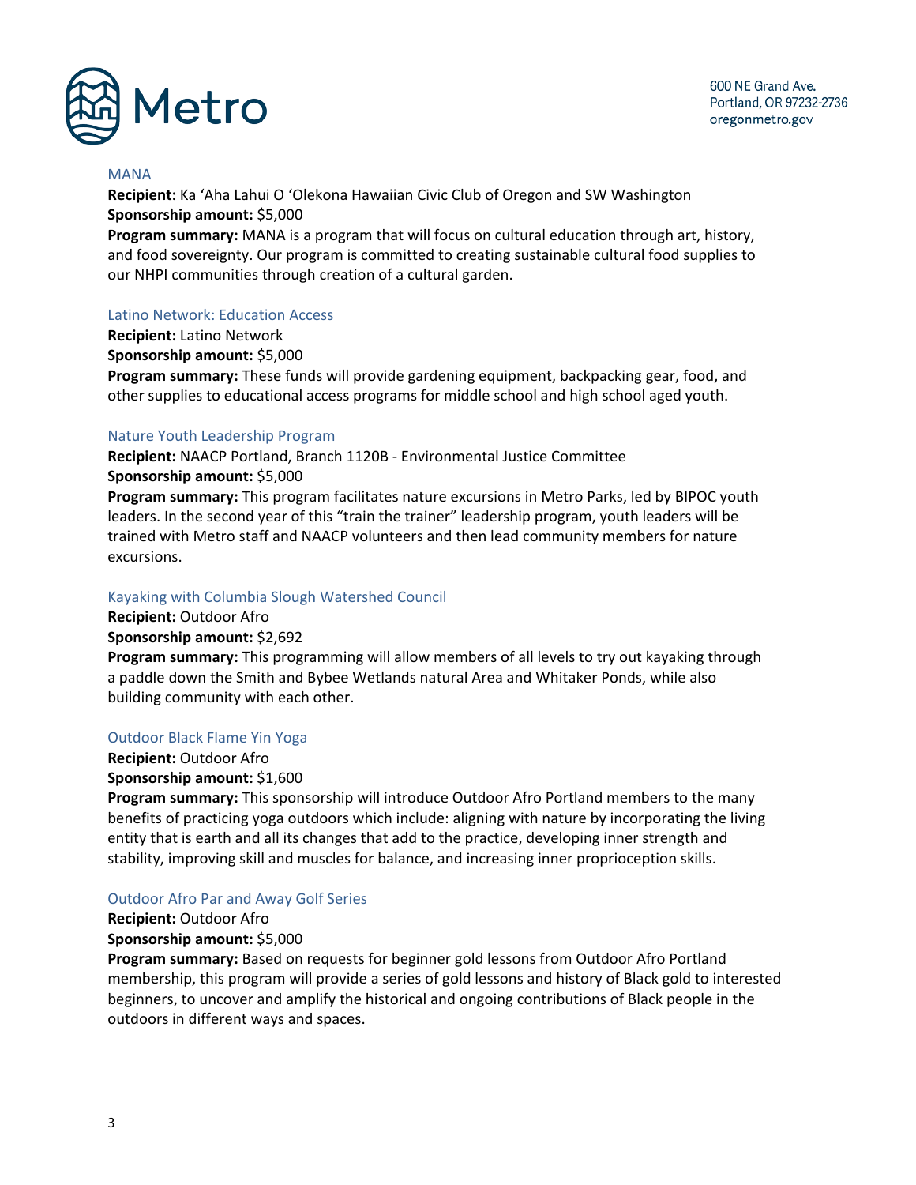### MANA

**Recipient:** Ka ʻAha Lahui O ʻOlekona Hawaiian Civic Club of Oregon and SW Washington
**Sponsorship amount:** $5,000
**Program summary:** MANA is a program that will focus on cultural education through art, history, and food sovereignty. Our program is committed to creating sustainable cultural food supplies to our NHPI communities through creation of a cultural garden.

### Latino Network: Education Access

**Recipient:** Latino Network
**Sponsorship amount:** $5,000
**Program summary:** These funds will provide gardening equipment, backpacking gear, food, and other supplies to educational access programs for middle school and high school aged youth.

### Nature Youth Leadership Program

**Recipient:** NAACP Portland, Branch 1120B - Environmental Justice Committee
**Sponsorship amount:** $5,000
**Program summary:** This program facilitates nature excursions in Metro Parks, led by BIPOC youth leaders. In the second year of this "train the trainer" leadership program, youth leaders will be trained with Metro staff and NAACP volunteers and then lead community members for nature excursions.

### Kayaking with Columbia Slough Watershed Council

**Recipient:** Outdoor Afro
**Sponsorship amount:** $2,692
**Program summary:** This programming will allow members of all levels to try out kayaking through a paddle down the Smith and Bybee Wetlands natural Area and Whitaker Ponds, while also building community with each other.

### Outdoor Black Flame Yin Yoga

**Recipient:** Outdoor Afro
**Sponsorship amount:** $1,600
**Program summary:** This sponsorship will introduce Outdoor Afro Portland members to the many benefits of practicing yoga outdoors which include: aligning with nature by incorporating the living entity that is earth and all its changes that add to the practice, developing inner strength and stability, improving skill and muscles for balance, and increasing inner proprioception skills.

### Outdoor Afro Par and Away Golf Series

**Recipient:** Outdoor Afro
**Sponsorship amount:** $5,000
**Program summary:** Based on requests for beginner gold lessons from Outdoor Afro Portland membership, this program will provide a series of gold lessons and history of Black gold to interested beginners, to uncover and amplify the historical and ongoing contributions of Black people in the outdoors in different ways and spaces.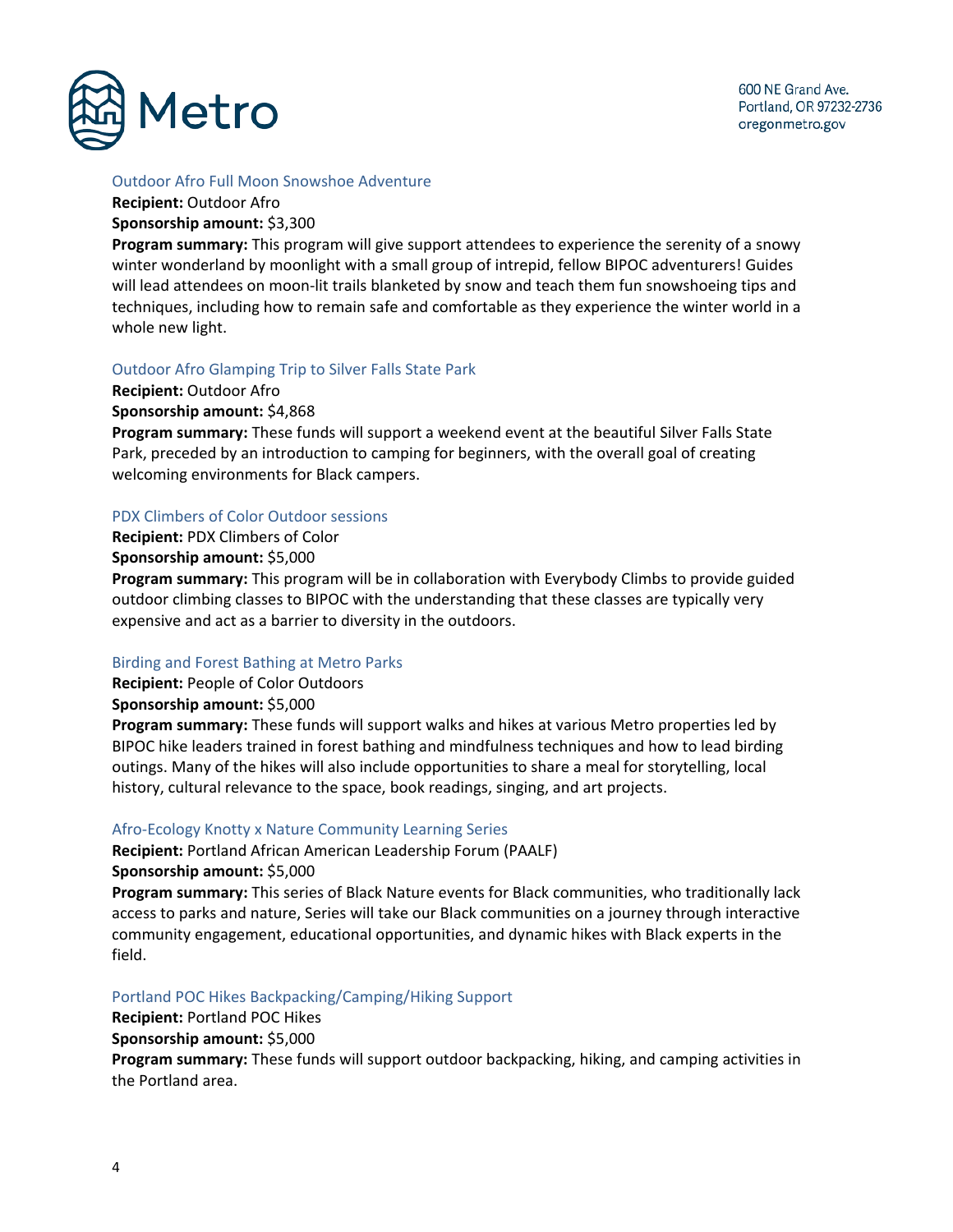### Outdoor Afro Full Moon Snowshoe Adventure

**Recipient:** Outdoor Afro
**Sponsorship amount:** $3,300
**Program summary:** This program will give support attendees to experience the serenity of a snowy winter wonderland by moonlight with a small group of intrepid, fellow BIPOC adventurers! Guides will lead attendees on moon-lit trails blanketed by snow and teach them fun snowshoeing tips and techniques, including how to remain safe and comfortable as they experience the winter world in a whole new light.

### Outdoor Afro Glamping Trip to Silver Falls State Park

**Recipient:** Outdoor Afro
**Sponsorship amount:** $4,868
**Program summary:** These funds will support a weekend event at the beautiful Silver Falls State Park, preceded by an introduction to camping for beginners, with the overall goal of creating welcoming environments for Black campers.

### PDX Climbers of Color Outdoor sessions

**Recipient:** PDX Climbers of Color
**Sponsorship amount:** $5,000
**Program summary:** This program will be in collaboration with Everybody Climbs to provide guided outdoor climbing classes to BIPOC with the understanding that these classes are typically very expensive and act as a barrier to diversity in the outdoors.

### Birding and Forest Bathing at Metro Parks

**Recipient:** People of Color Outdoors
**Sponsorship amount:** $5,000
**Program summary:** These funds will support walks and hikes at various Metro properties led by BIPOC hike leaders trained in forest bathing and mindfulness techniques and how to lead birding outings. Many of the hikes will also include opportunities to share a meal for storytelling, local history, cultural relevance to the space, book readings, singing, and art projects.

### Afro-Ecology Knotty x Nature Community Learning Series

**Recipient:** Portland African American Leadership Forum (PAALF)
**Sponsorship amount:** $5,000
**Program summary:** This series of Black Nature events for Black communities, who traditionally lack access to parks and nature, Series will take our Black communities on a journey through interactive community engagement, educational opportunities, and dynamic hikes with Black experts in the field.

### Portland POC Hikes Backpacking/Camping/Hiking Support

**Recipient:** Portland POC Hikes
**Sponsorship amount:** $5,000
**Program summary:** These funds will support outdoor backpacking, hiking, and camping activities in the Portland area.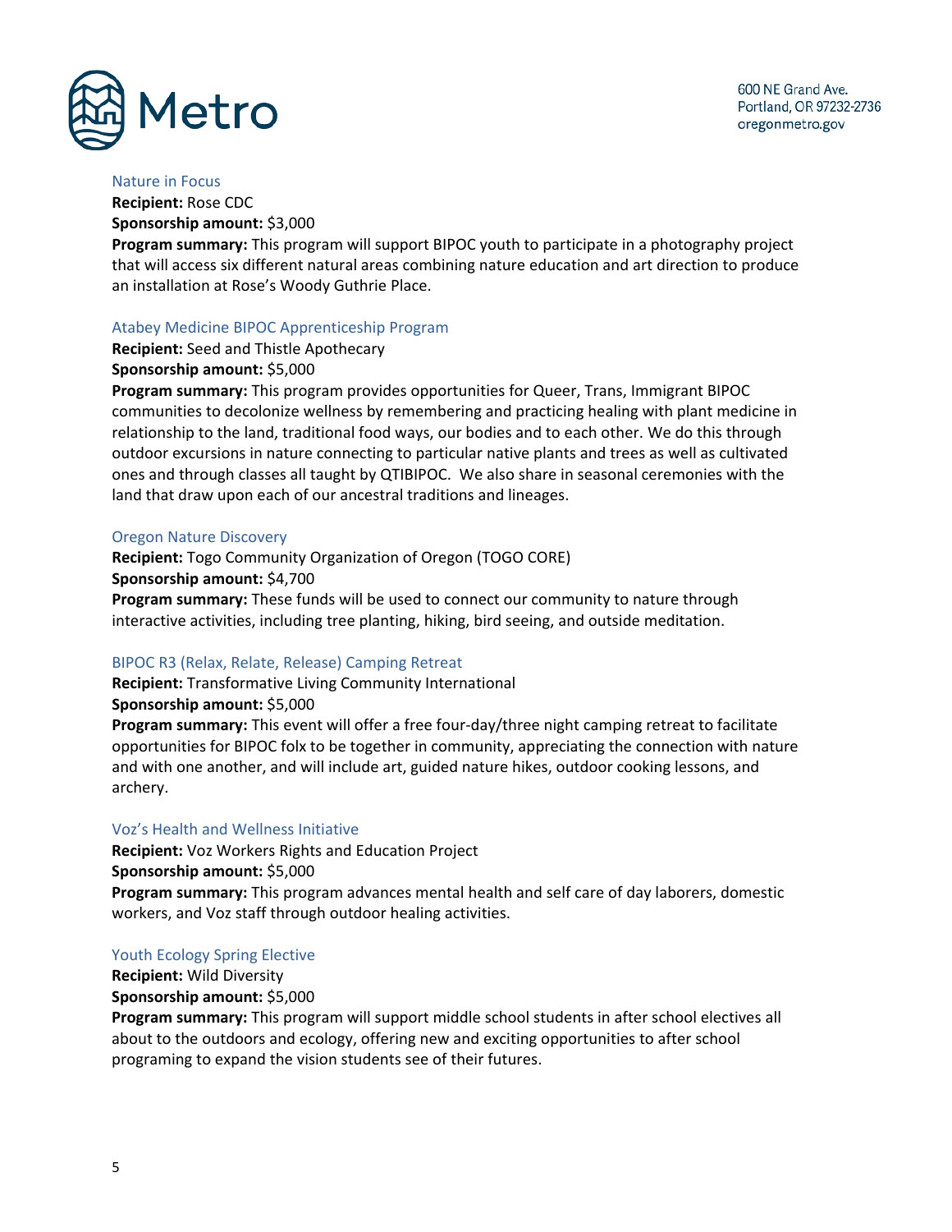### Nature in Focus

**Recipient:** Rose CDC

**Sponsorship amount:** $3,000

**Program summary:** This program will support BIPOC youth to participate in a photography project that will access six different natural areas combining nature education and art direction to produce an installation at Rose's Woody Guthrie Place.

### Atabey Medicine BIPOC Apprenticeship Program

**Recipient:** Seed and Thistle Apothecary

**Sponsorship amount:** $5,000

**Program summary:** This program provides opportunities for Queer, Trans, Immigrant BIPOC communities to decolonize wellness by remembering and practicing healing with plant medicine in relationship to the land, traditional food ways, our bodies and to each other. We do this through outdoor excursions in nature connecting to particular native plants and trees as well as cultivated ones and through classes all taught by QTIBIPOC. We also share in seasonal ceremonies with the land that draw upon each of our ancestral traditions and lineages.

### Oregon Nature Discovery

**Recipient:** Togo Community Organization of Oregon (TOGO CORE)

**Sponsorship amount:** $4,700

**Program summary:** These funds will be used to connect our community to nature through interactive activities, including tree planting, hiking, bird seeing, and outside meditation.

### BIPOC R3 (Relax, Relate, Release) Camping Retreat

**Recipient:** Transformative Living Community International

**Sponsorship amount:** $5,000

**Program summary:** This event will offer a free four-day/three night camping retreat to facilitate opportunities for BIPOC folx to be together in community, appreciating the connection with nature and with one another, and will include art, guided nature hikes, outdoor cooking lessons, and archery.

### Voz's Health and Wellness Initiative

**Recipient:** Voz Workers Rights and Education Project

**Sponsorship amount:** $5,000

**Program summary:** This program advances mental health and self care of day laborers, domestic workers, and Voz staff through outdoor healing activities.

### Youth Ecology Spring Elective

**Recipient:** Wild Diversity

**Sponsorship amount:** $5,000

**Program summary:** This program will support middle school students in after school electives all about to the outdoors and ecology, offering new and exciting opportunities to after school programing to expand the vision students see of their futures.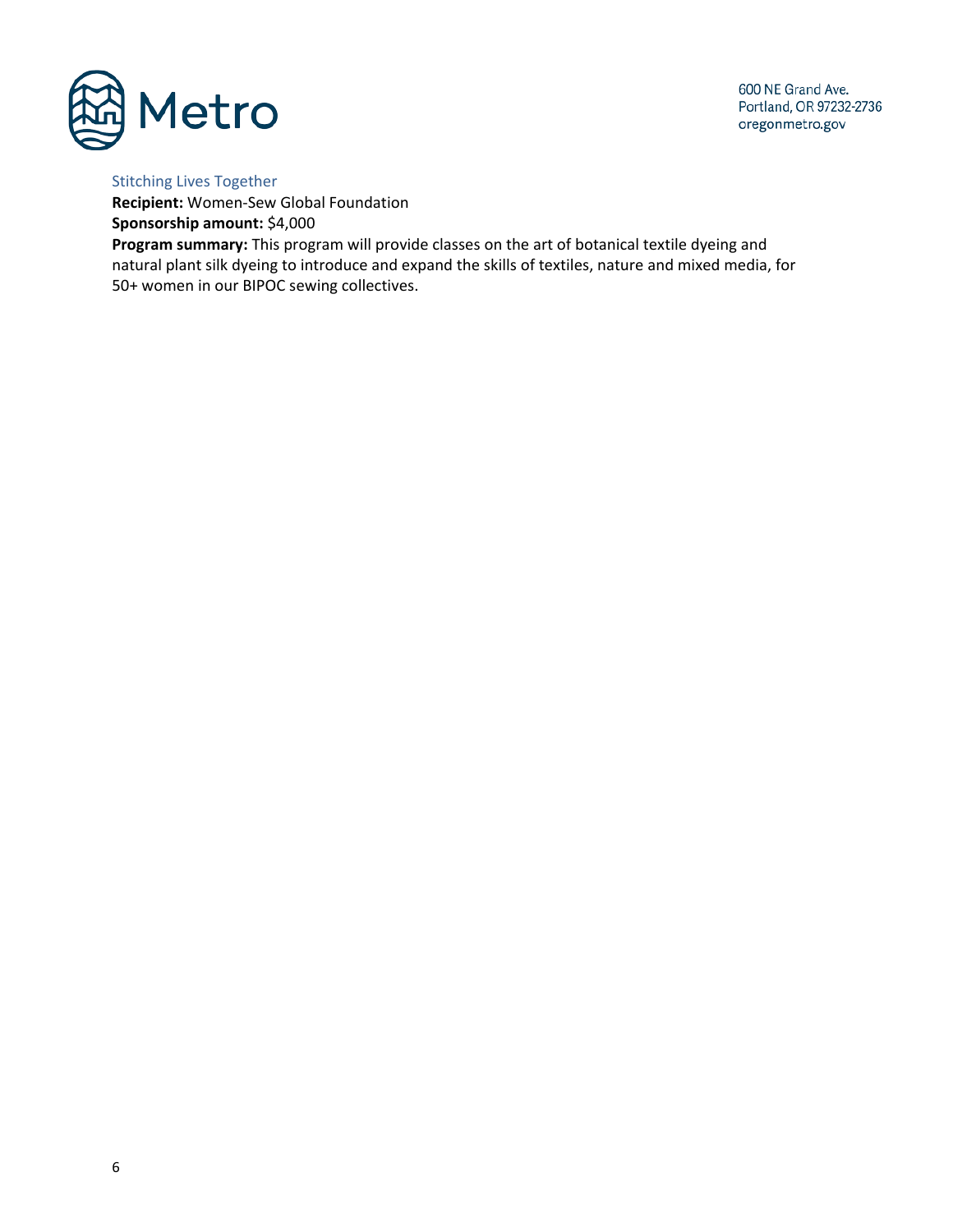Metro

600 NE Grand Ave.
Portland, OR 97232-2736
oregonmetro.gov

### Stitching Lives Together

**Recipient:** Women-Sew Global Foundation
**Sponsorship amount:** $4,000
**Program summary:** This program will provide classes on the art of botanical textile dyeing and natural plant silk dyeing to introduce and expand the skills of textiles, nature and mixed media, for 50+ women in our BIPOC sewing collectives.